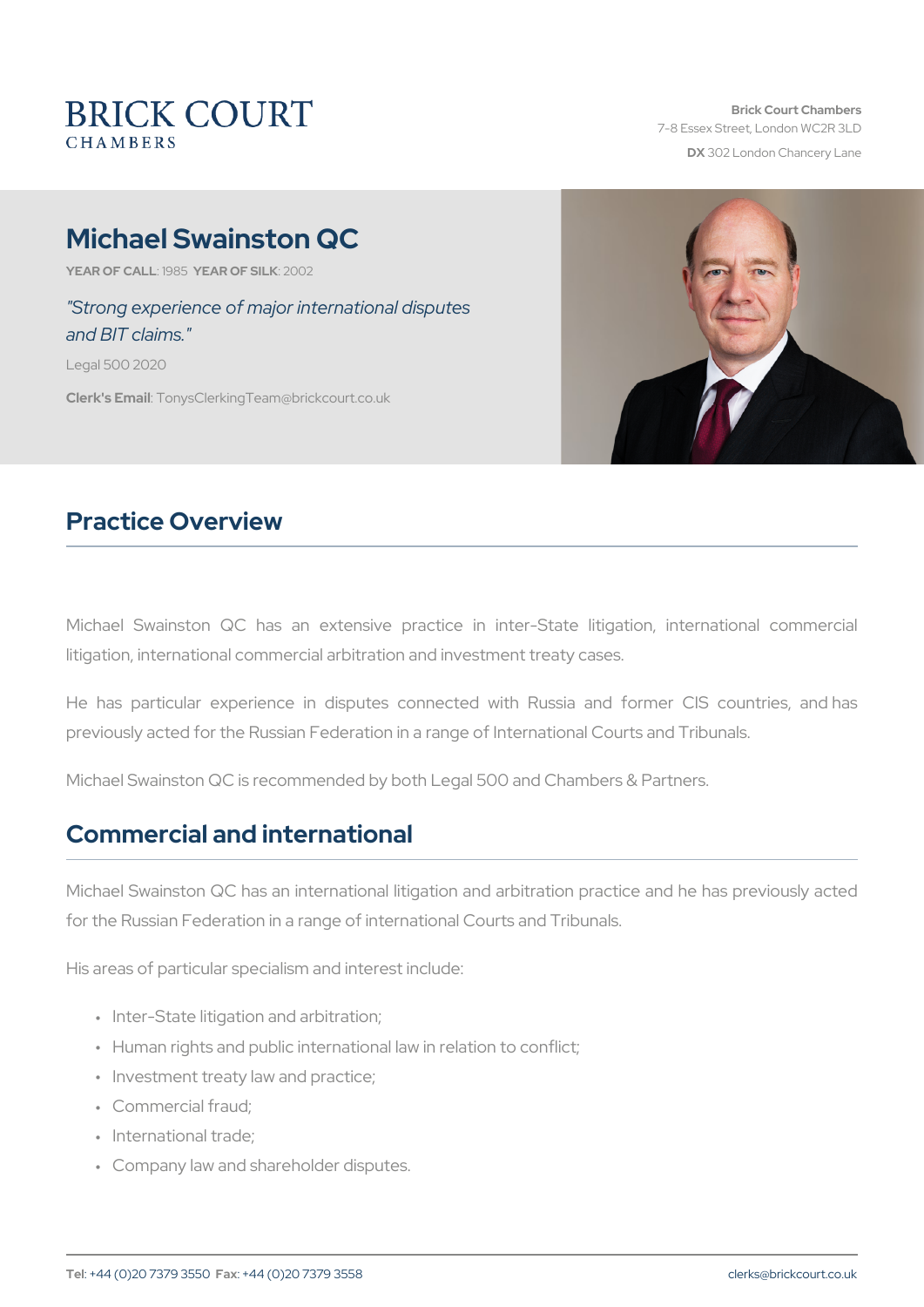BRICK COURT
CHAMBERS

**Brick Court Chambers**
7-8 Essex Street, London WC2R 3LD
**DX** 302 London Chancery Lane

# Michael Swainston QC

**YEAR OF CALL**: 1985 **YEAR OF SILK**: 2002

*"Strong experience of major international disputes and BIT claims."*

Legal 500 2020

**Clerk's Email**: TonysClerkingTeam@brickcourt.co.uk

## Practice Overview

Michael Swainston QC has an extensive practice in inter-State litigation, international commercial litigation, international commercial arbitration and investment treaty cases.

He has particular experience in disputes connected with Russia and former CIS countries, and has previously acted for the Russian Federation in a range of International Courts and Tribunals.

Michael Swainston QC is recommended by both Legal 500 and Chambers & Partners.

## Commercial and international

Michael Swainston QC has an international litigation and arbitration practice and he has previously acted for the Russian Federation in a range of international Courts and Tribunals.

His areas of particular specialism and interest include:

- Inter-State litigation and arbitration;
- Human rights and public international law in relation to conflict;
- Investment treaty law and practice;
- Commercial fraud;
- International trade;
- Company law and shareholder disputes.

**Tel**: +44 (0)20 7379 3550 **Fax**: +44 (0)20 7379 3558 clerks@brickcourt.co.uk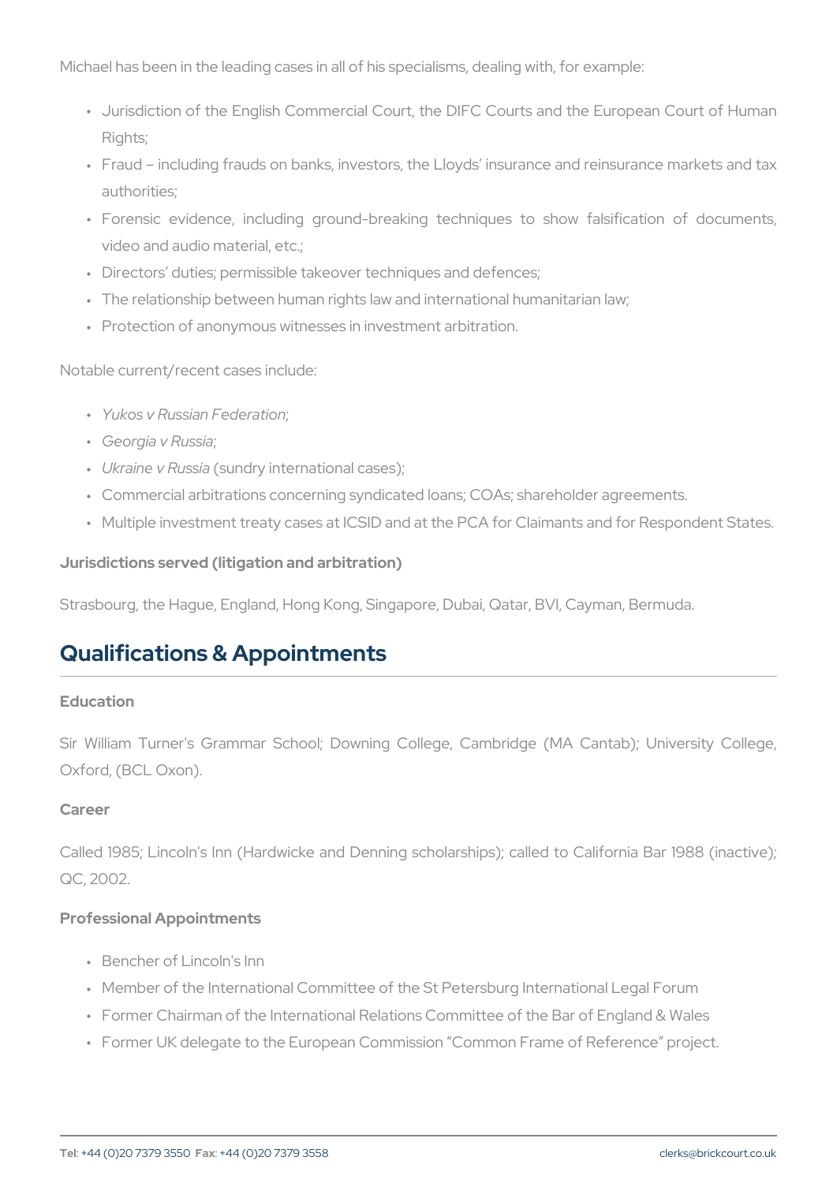Michael has been in the leading cases in all of his specialisms, dealing with, for example:

- Jurisdiction of the English Commercial Court, the DIFC Courts and the European Court of Human Rights;
- Fraud – including frauds on banks, investors, the Lloyds' insurance and reinsurance markets and tax authorities;
- Forensic evidence, including ground-breaking techniques to show falsification of documents, video and audio material, etc.;
- Directors' duties; permissible takeover techniques and defences;
- The relationship between human rights law and international humanitarian law;
- Protection of anonymous witnesses in investment arbitration.

Notable current/recent cases include:

- *Yukos v Russian Federation*;
- *Georgia v Russia*;
- *Ukraine v Russia* (sundry international cases);
- Commercial arbitrations concerning syndicated loans; COAs; shareholder agreements.
- Multiple investment treaty cases at ICSID and at the PCA for Claimants and for Respondent States.

### Jurisdictions served (litigation and arbitration)

Strasbourg, the Hague, England, Hong Kong, Singapore, Dubai, Qatar, BVI, Cayman, Bermuda.

## Qualifications & Appointments

### Education

Sir William Turner's Grammar School; Downing College, Cambridge (MA Cantab); University College, Oxford, (BCL Oxon).

### Career

Called 1985; Lincoln's Inn (Hardwicke and Denning scholarships); called to California Bar 1988 (inactive); QC, 2002.

### Professional Appointments

- Bencher of Lincoln's Inn
- Member of the International Committee of the St Petersburg International Legal Forum
- Former Chairman of the International Relations Committee of the Bar of England & Wales
- Former UK delegate to the European Commission "Common Frame of Reference" project.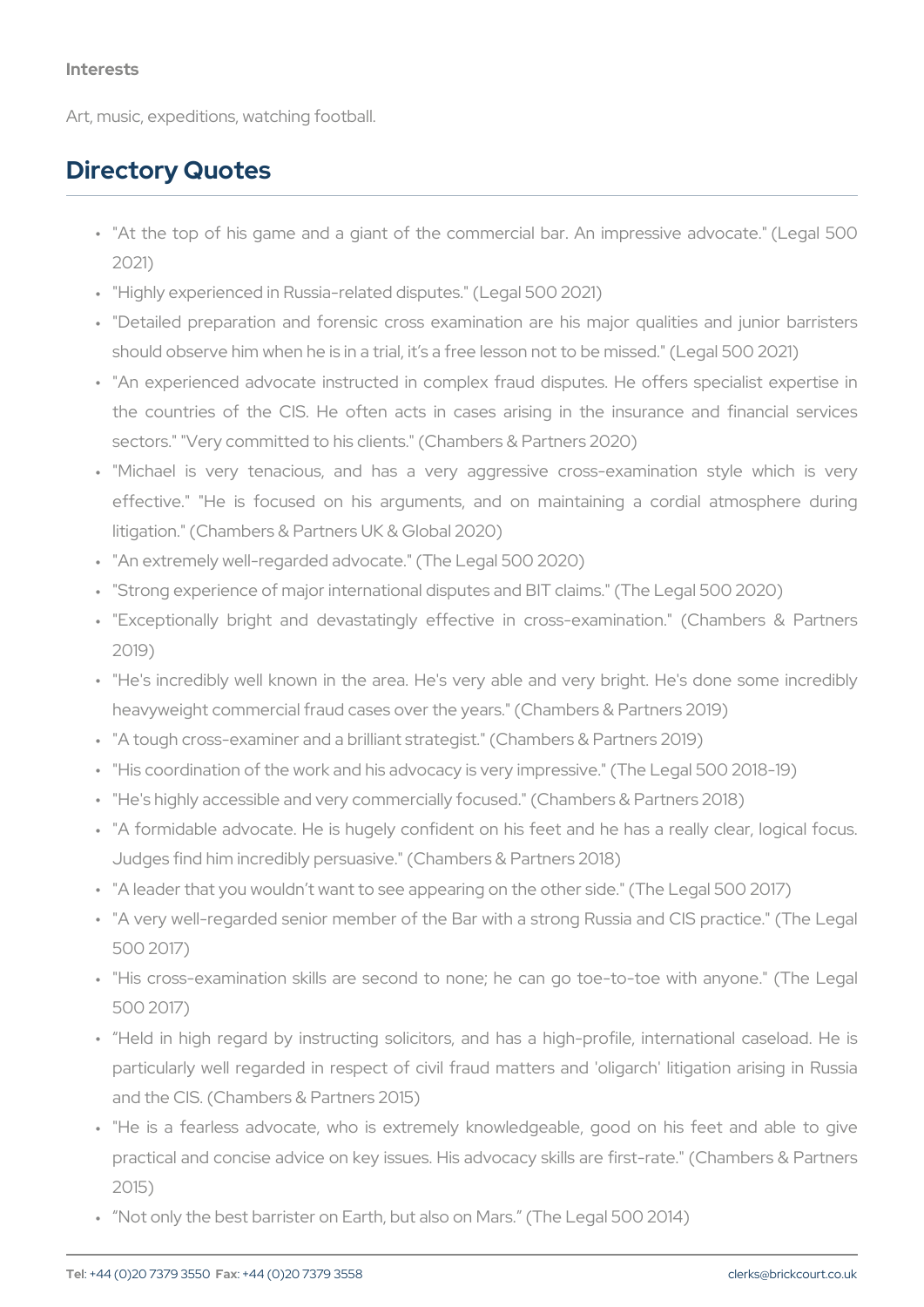Interests

Art, music, expeditions, watching football.

## Directory Quotes

- "At the top of his game and a giant of the commercial bar. An impressive advocate." (Legal 500 2021)
- "Highly experienced in Russia-related disputes." (Legal 500 2021)
- "Detailed preparation and forensic cross examination are his major qualities and junior barristers should observe him when he is in a trial, it's a free lesson not to be missed." (Legal 500 2021)
- "An experienced advocate instructed in complex fraud disputes. He offers specialist expertise in the countries of the CIS. He often acts in cases arising in the insurance and financial services sectors." "Very committed to his clients." (Chambers & Partners 2020)
- "Michael is very tenacious, and has a very aggressive cross-examination style which is very effective." "He is focused on his arguments, and on maintaining a cordial atmosphere during litigation." (Chambers & Partners UK & Global 2020)
- "An extremely well-regarded advocate." (The Legal 500 2020)
- "Strong experience of major international disputes and BIT claims." (The Legal 500 2020)
- "Exceptionally bright and devastatingly effective in cross-examination." (Chambers & Partners 2019)
- "He's incredibly well known in the area. He's very able and very bright. He's done some incredibly heavyweight commercial fraud cases over the years." (Chambers & Partners 2019)
- "A tough cross-examiner and a brilliant strategist." (Chambers & Partners 2019)
- "His coordination of the work and his advocacy is very impressive." (The Legal 500 2018-19)
- "He's highly accessible and very commercially focused." (Chambers & Partners 2018)
- "A formidable advocate. He is hugely confident on his feet and he has a really clear, logical focus. Judges find him incredibly persuasive." (Chambers & Partners 2018)
- "A leader that you wouldn't want to see appearing on the other side." (The Legal 500 2017)
- "A very well-regarded senior member of the Bar with a strong Russia and CIS practice." (The Legal 500 2017)
- "His cross-examination skills are second to none; he can go toe-to-toe with anyone." (The Legal 500 2017)
- "Held in high regard by instructing solicitors, and has a high-profile, international caseload. He is particularly well regarded in respect of civil fraud matters and 'oligarch' litigation arising in Russia and the CIS. (Chambers & Partners 2015)
- "He is a fearless advocate, who is extremely knowledgeable, good on his feet and able to give practical and concise advice on key issues. His advocacy skills are first-rate." (Chambers & Partners 2015)
- "Not only the best barrister on Earth, but also on Mars." (The Legal 500 2014)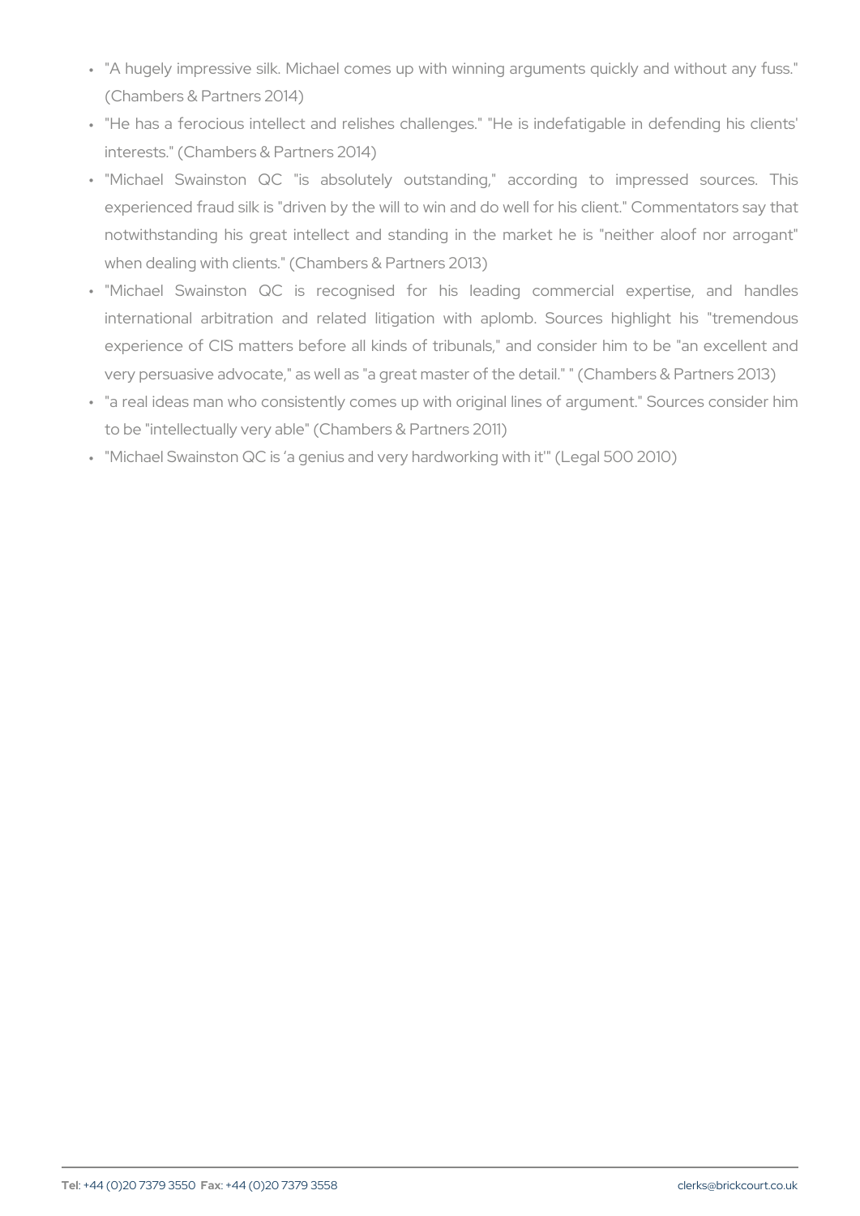- "A hugely impressive silk. Michael comes up with winning arguments quickly and without any fuss." (Chambers & Partners 2014)
- "He has a ferocious intellect and relishes challenges." "He is indefatigable in defending his clients' interests." (Chambers & Partners 2014)
- "Michael Swainston QC "is absolutely outstanding," according to impressed sources. This experienced fraud silk is "driven by the will to win and do well for his client." Commentators say that notwithstanding his great intellect and standing in the market he is "neither aloof nor arrogant" when dealing with clients." (Chambers & Partners 2013)
- "Michael Swainston QC is recognised for his leading commercial expertise, and handles international arbitration and related litigation with aplomb. Sources highlight his "tremendous experience of CIS matters before all kinds of tribunals," and consider him to be "an excellent and very persuasive advocate," as well as "a great master of the detail." " (Chambers & Partners 2013)
- "a real ideas man who consistently comes up with original lines of argument." Sources consider him to be "intellectually very able" (Chambers & Partners 2011)
- "Michael Swainston QC is 'a genius and very hardworking with it'" (Legal 500 2010)